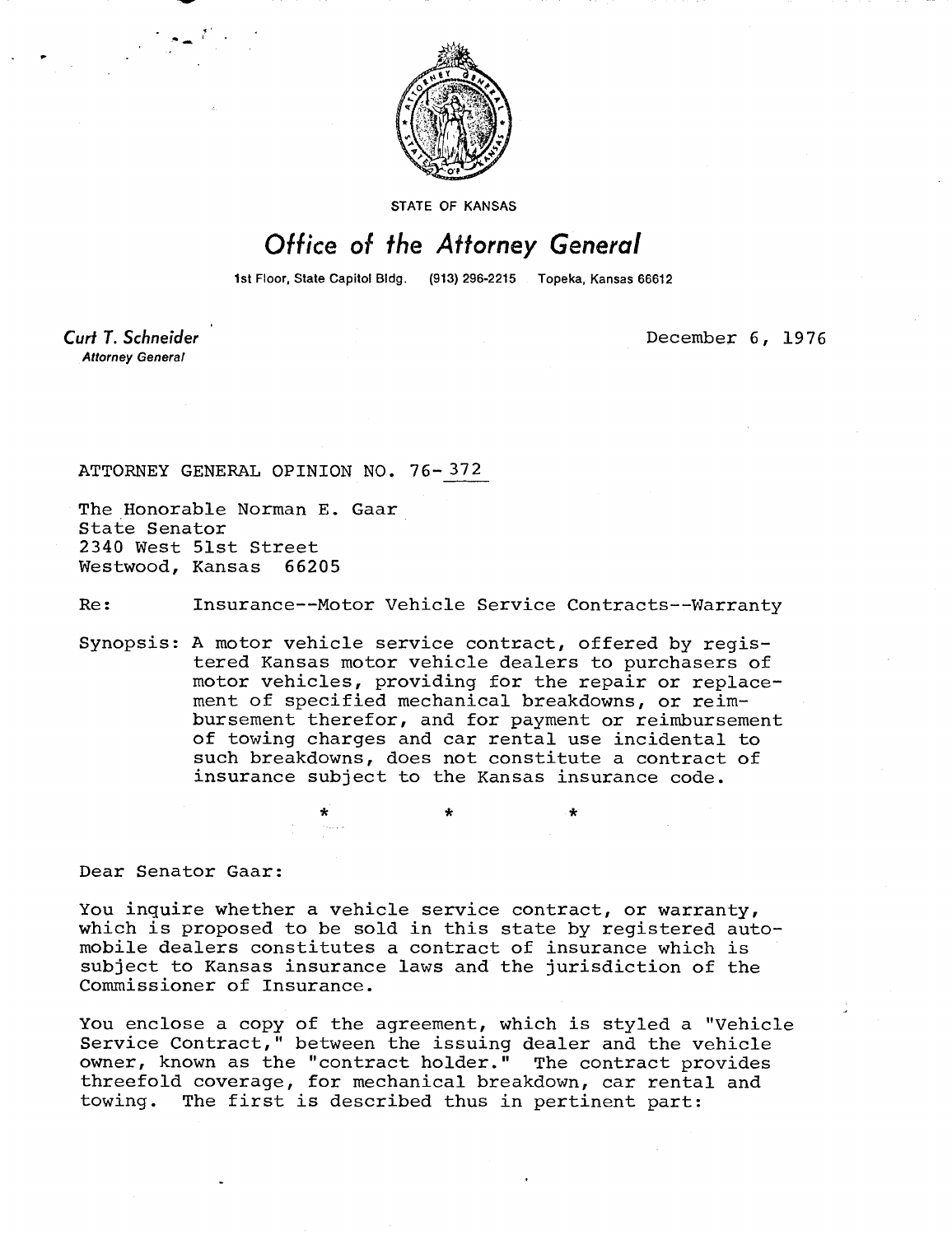STATE OF KANSAS

# Office of the Attorney General

1st Floor, State Capitol Bldg. (913) 296-2215 Topeka, Kansas 66612

*Curt T. Schneider*
*Attorney General*

December 6, 1976

ATTORNEY GENERAL OPINION NO. 76-372

The Honorable Norman E. Gaar
State Senator
2340 West 51st Street
Westwood, Kansas 66205

Re: Insurance--Motor Vehicle Service Contracts--Warranty

Synopsis: A motor vehicle service contract, offered by registered Kansas motor vehicle dealers to purchasers of motor vehicles, providing for the repair or replacement of specified mechanical breakdowns, or reimbursement therefor, and for payment or reimbursement of towing charges and car rental use incidental to such breakdowns, does not constitute a contract of insurance subject to the Kansas insurance code.

\* \* \*

Dear Senator Gaar:

You inquire whether a vehicle service contract, or warranty, which is proposed to be sold in this state by registered automobile dealers constitutes a contract of insurance which is subject to Kansas insurance laws and the jurisdiction of the Commissioner of Insurance.

You enclose a copy of the agreement, which is styled a "Vehicle Service Contract," between the issuing dealer and the vehicle owner, known as the "contract holder." The contract provides threefold coverage, for mechanical breakdown, car rental and towing. The first is described thus in pertinent part: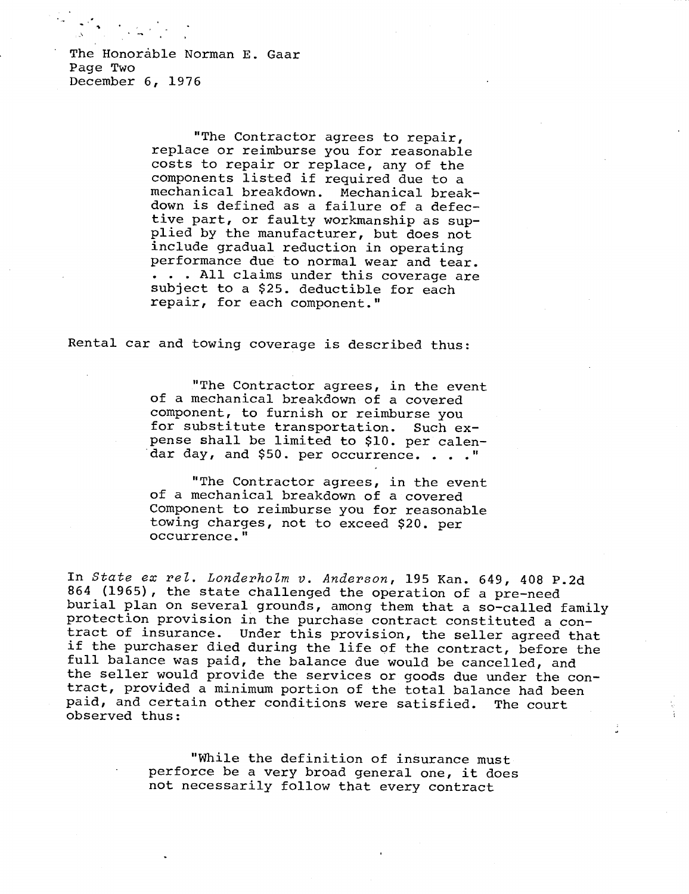"The Contractor agrees to repair, replace or reimburse you for reasonable costs to repair or replace, any of the components listed if required due to a mechanical breakdown. Mechanical breakdown is defined as a failure of a defective part, or faulty workmanship as supplied by the manufacturer, but does not include gradual reduction in operating performance due to normal wear and tear. . . . All claims under this coverage are subject to a $25. deductible for each repair, for each component."

Rental car and towing coverage is described thus:

> "The Contractor agrees, in the event of a mechanical breakdown of a covered component, to furnish or reimburse you for substitute transportation. Such expense shall be limited to $10. per calendar day, and $50. per occurrence. . . ."
>
> "The Contractor agrees, in the event of a mechanical breakdown of a covered Component to reimburse you for reasonable towing charges, not to exceed $20. per occurrence."

In *State ex rel. Londerholm v. Anderson*, 195 Kan. 649, 408 P.2d 864 (1965), the state challenged the operation of a pre-need burial plan on several grounds, among them that a so-called family protection provision in the purchase contract constituted a contract of insurance. Under this provision, the seller agreed that if the purchaser died during the life of the contract, before the full balance was paid, the balance due would be cancelled, and the seller would provide the services or goods due under the contract, provided a minimum portion of the total balance had been paid, and certain other conditions were satisfied. The court observed thus:

> "While the definition of insurance must perforce be a very broad general one, it does not necessarily follow that every contract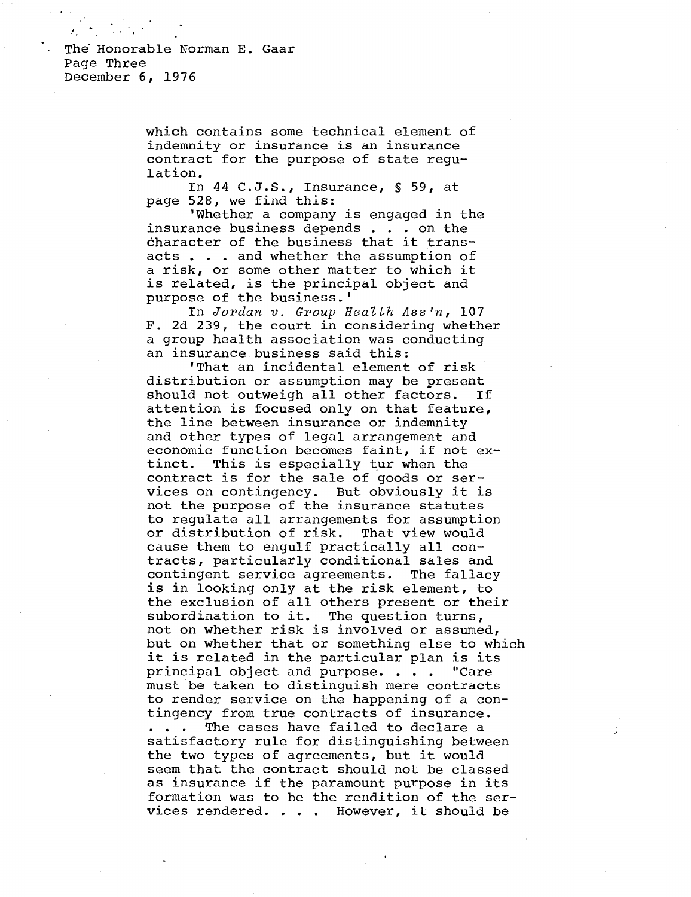which contains some technical element of indemnity or insurance is an insurance contract for the purpose of state regulation.

In 44 C.J.S., Insurance, § 59, at page 528, we find this:

'Whether a company is engaged in the insurance business depends . . . on the character of the business that it transacts . . . and whether the assumption of a risk, or some other matter to which it is related, is the principal object and purpose of the business.'

In *Jordan v. Group Health Ass'n*, 107 F. 2d 239, the court in considering whether a group health association was conducting an insurance business said this:

'That an incidental element of risk distribution or assumption may be present should not outweigh all other factors. If attention is focused only on that feature, the line between insurance or indemnity and other types of legal arrangement and economic function becomes faint, if not extinct. This is especially tur when the contract is for the sale of goods or services on contingency. But obviously it is not the purpose of the insurance statutes to regulate all arrangements for assumption or distribution of risk. That view would cause them to engulf practically all contracts, particularly conditional sales and contingent service agreements. The fallacy is in looking only at the risk element, to the exclusion of all others present or their subordination to it. The question turns, not on whether risk is involved or assumed, but on whether that or something else to which it is related in the particular plan is its principal object and purpose. . . . "Care must be taken to distinguish mere contracts to render service on the happening of a contingency from true contracts of insurance. . . . The cases have failed to declare a satisfactory rule for distinguishing between the two types of agreements, but it would seem that the contract should not be classed as insurance if the paramount purpose in its formation was to be the rendition of the services rendered. . . . However, it should be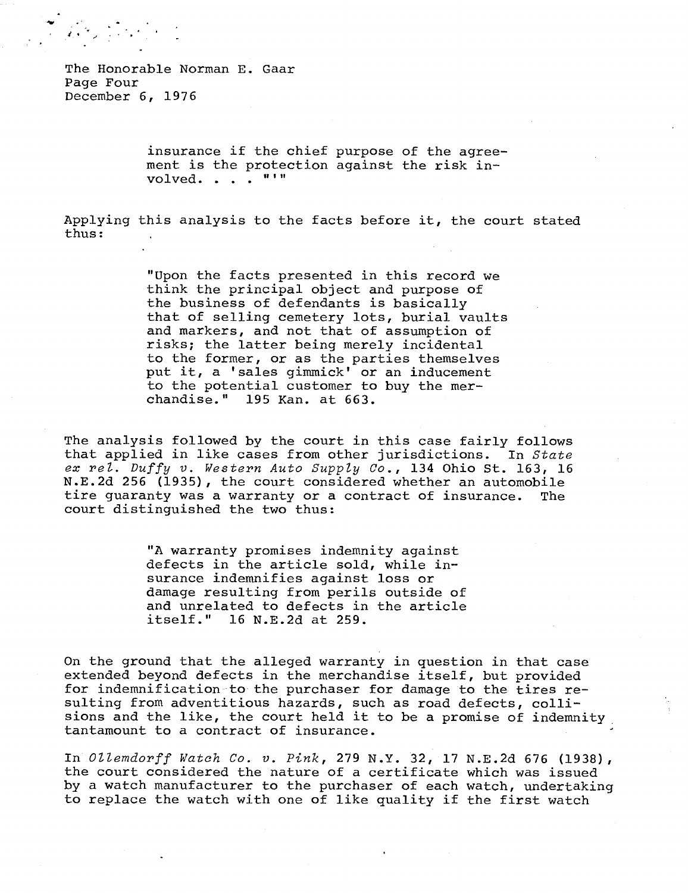The Honorable Norman E. Gaar
Page Four
December 6, 1976

> insurance if the chief purpose of the agreement is the protection against the risk involved. . . . "'"

Applying this analysis to the facts before it, the court stated thus:

> "Upon the facts presented in this record we think the principal object and purpose of the business of defendants is basically that of selling cemetery lots, burial vaults and markers, and not that of assumption of risks; the latter being merely incidental to the former, or as the parties themselves put it, a 'sales gimmick' or an inducement to the potential customer to buy the merchandise." 195 Kan. at 663.

The analysis followed by the court in this case fairly follows that applied in like cases from other jurisdictions. In *State ex rel. Duffy v. Western Auto Supply Co.*, 134 Ohio St. 163, 16 N.E.2d 256 (1935), the court considered whether an automobile tire guaranty was a warranty or a contract of insurance. The court distinguished the two thus:

> "A warranty promises indemnity against defects in the article sold, while insurance indemnifies against loss or damage resulting from perils outside of and unrelated to defects in the article itself." 16 N.E.2d at 259.

On the ground that the alleged warranty in question in that case extended beyond defects in the merchandise itself, but provided for indemnification to the purchaser for damage to the tires resulting from adventitious hazards, such as road defects, collisions and the like, the court held it to be a promise of indemnity tantamount to a contract of insurance.

In *Ollemdorff Watch Co. v. Pink*, 279 N.Y. 32, 17 N.E.2d 676 (1938), the court considered the nature of a certificate which was issued by a watch manufacturer to the purchaser of each watch, undertaking to replace the watch with one of like quality if the first watch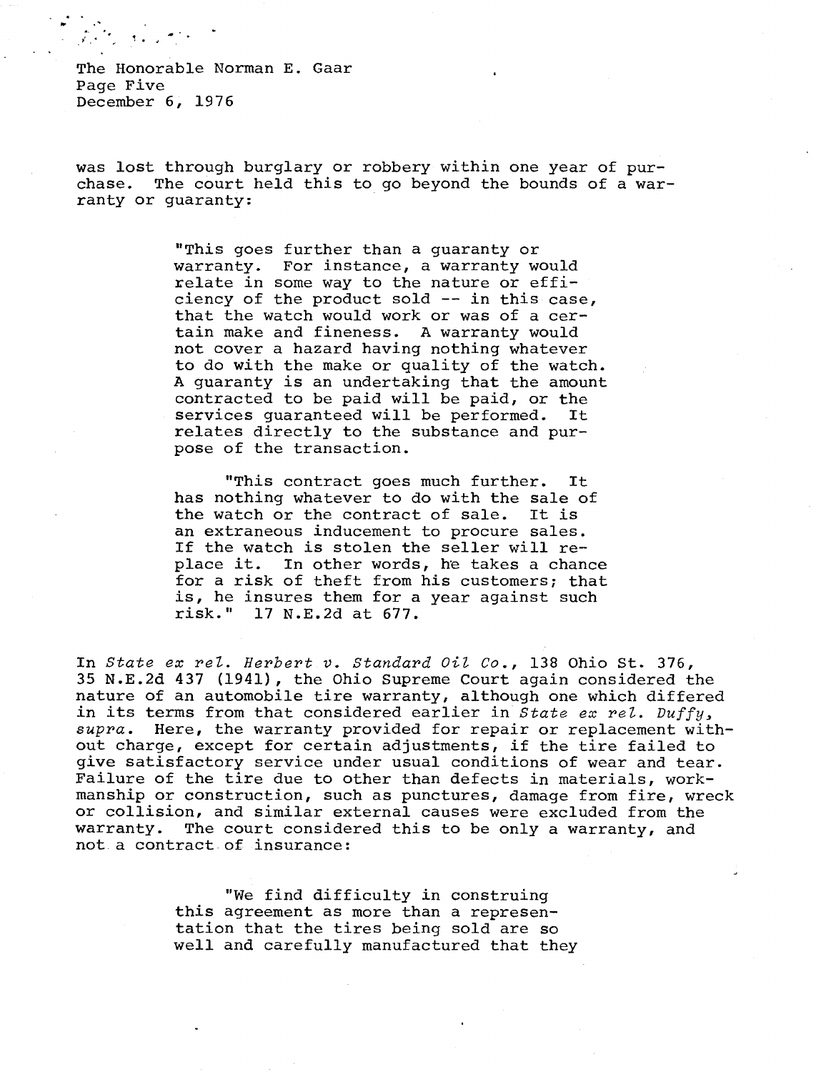was lost through burglary or robbery within one year of purchase. The court held this to go beyond the bounds of a warranty or guaranty:

> "This goes further than a guaranty or warranty. For instance, a warranty would relate in some way to the nature or efficiency of the product sold -- in this case, that the watch would work or was of a certain make and fineness. A warranty would not cover a hazard having nothing whatever to do with the make or quality of the watch. A guaranty is an undertaking that the amount contracted to be paid will be paid, or the services guaranteed will be performed. It relates directly to the substance and purpose of the transaction.
>
> "This contract goes much further. It has nothing whatever to do with the sale of the watch or the contract of sale. It is an extraneous inducement to procure sales. If the watch is stolen the seller will replace it. In other words, he takes a chance for a risk of theft from his customers; that is, he insures them for a year against such risk." 17 N.E.2d at 677.

In *State ex rel. Herbert v. Standard Oil Co.*, 138 Ohio St. 376, 35 N.E.2d 437 (1941), the Ohio Supreme Court again considered the nature of an automobile tire warranty, although one which differed in its terms from that considered earlier in *State ex rel. Duffy*, *supra*. Here, the warranty provided for repair or replacement without charge, except for certain adjustments, if the tire failed to give satisfactory service under usual conditions of wear and tear. Failure of the tire due to other than defects in materials, workmanship or construction, such as punctures, damage from fire, wreck or collision, and similar external causes were excluded from the warranty. The court considered this to be only a warranty, and not a contract of insurance:

> "We find difficulty in construing this agreement as more than a representation that the tires being sold are so well and carefully manufactured that they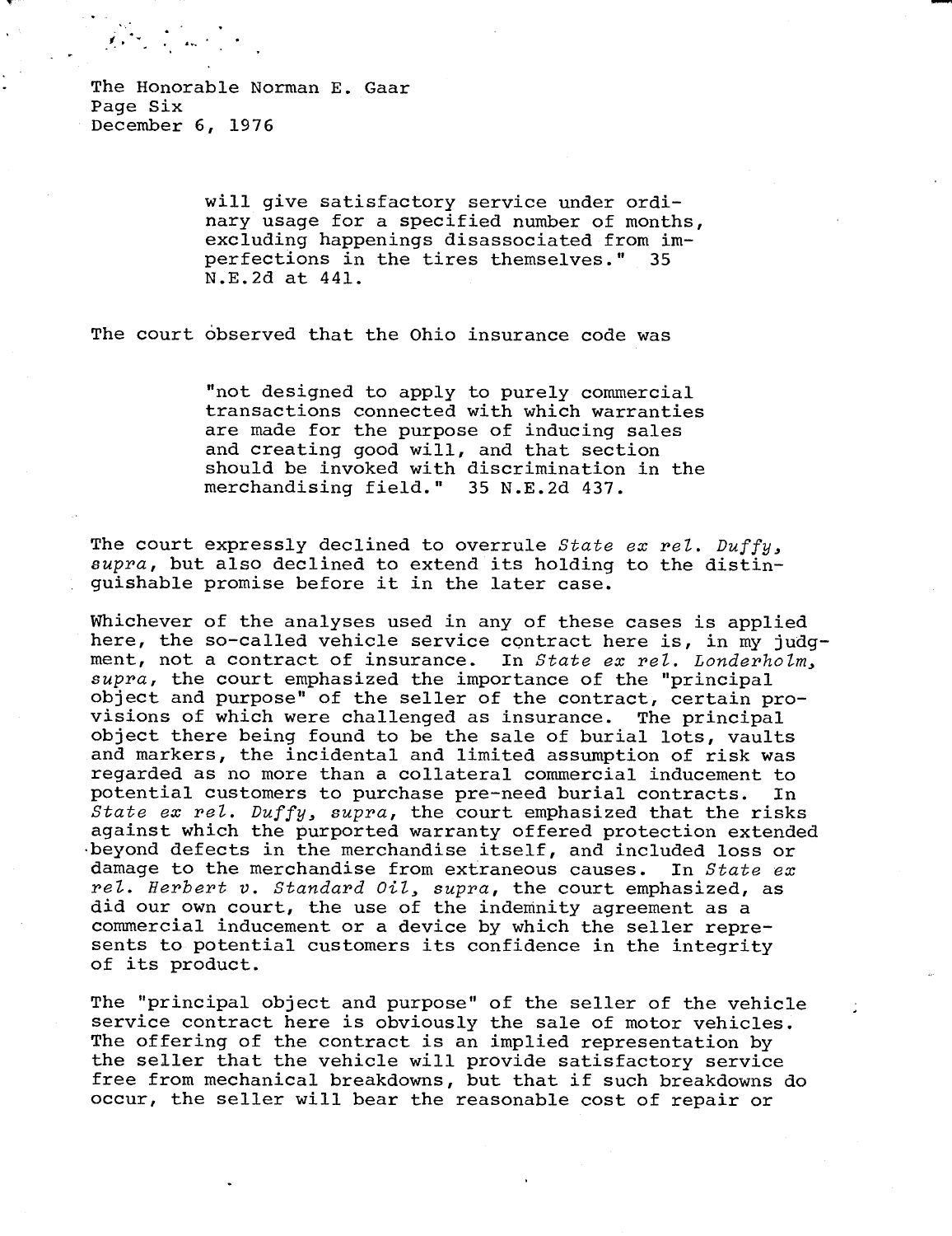The Honorable Norman E. Gaar
Page Six
December 6, 1976

> will give satisfactory service under ordinary usage for a specified number of months, excluding happenings disassociated from imperfections in the tires themselves." 35 N.E.2d at 441.

The court observed that the Ohio insurance code was

> "not designed to apply to purely commercial transactions connected with which warranties are made for the purpose of inducing sales and creating good will, and that section should be invoked with discrimination in the merchandising field." 35 N.E.2d 437.

The court expressly declined to overrule *State ex rel. Duffy, supra*, but also declined to extend its holding to the distinguishable promise before it in the later case.

Whichever of the analyses used in any of these cases is applied here, the so-called vehicle service contract here is, in my judgment, not a contract of insurance. In *State ex rel. Londerholm, supra*, the court emphasized the importance of the "principal object and purpose" of the seller of the contract, certain provisions of which were challenged as insurance. The principal object there being found to be the sale of burial lots, vaults and markers, the incidental and limited assumption of risk was regarded as no more than a collateral commercial inducement to potential customers to purchase pre-need burial contracts. In *State ex rel. Duffy, supra*, the court emphasized that the risks against which the purported warranty offered protection extended beyond defects in the merchandise itself, and included loss or damage to the merchandise from extraneous causes. In *State ex rel. Herbert v. Standard Oil, supra*, the court emphasized, as did our own court, the use of the indemnity agreement as a commercial inducement or a device by which the seller represents to potential customers its confidence in the integrity of its product.

The "principal object and purpose" of the seller of the vehicle service contract here is obviously the sale of motor vehicles. The offering of the contract is an implied representation by the seller that the vehicle will provide satisfactory service free from mechanical breakdowns, but that if such breakdowns do occur, the seller will bear the reasonable cost of repair or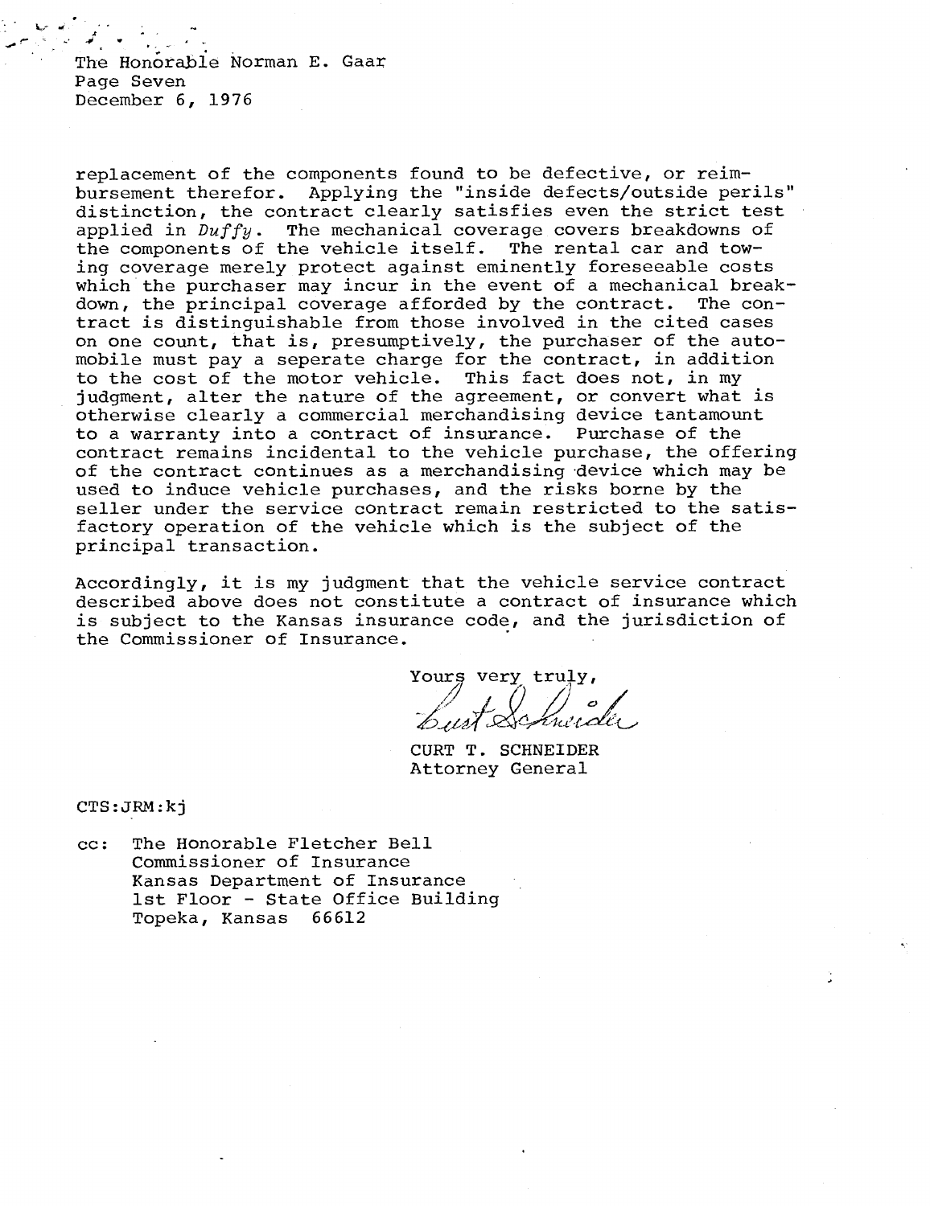replacement of the components found to be defective, or reimbursement therefor. Applying the "inside defects/outside perils" distinction, the contract clearly satisfies even the strict test applied in *Duffy*. The mechanical coverage covers breakdowns of the components of the vehicle itself. The rental car and towing coverage merely protect against eminently foreseeable costs which the purchaser may incur in the event of a mechanical breakdown, the principal coverage afforded by the contract. The contract is distinguishable from those involved in the cited cases on one count, that is, presumptively, the purchaser of the automobile must pay a seperate charge for the contract, in addition to the cost of the motor vehicle. This fact does not, in my judgment, alter the nature of the agreement, or convert what is otherwise clearly a commercial merchandising device tantamount to a warranty into a contract of insurance. Purchase of the contract remains incidental to the vehicle purchase, the offering of the contract continues as a merchandising device which may be used to induce vehicle purchases, and the risks borne by the seller under the service contract remain restricted to the satisfactory operation of the vehicle which is the subject of the principal transaction.

Accordingly, it is my judgment that the vehicle service contract described above does not constitute a contract of insurance which is subject to the Kansas insurance code, and the jurisdiction of the Commissioner of Insurance.

Yours very truly,

Curt Schneider

CURT T. SCHNEIDER
Attorney General

CTS:JRM:kj

cc: The Honorable Fletcher Bell
Commissioner of Insurance
Kansas Department of Insurance
1st Floor - State Office Building
Topeka, Kansas 66612